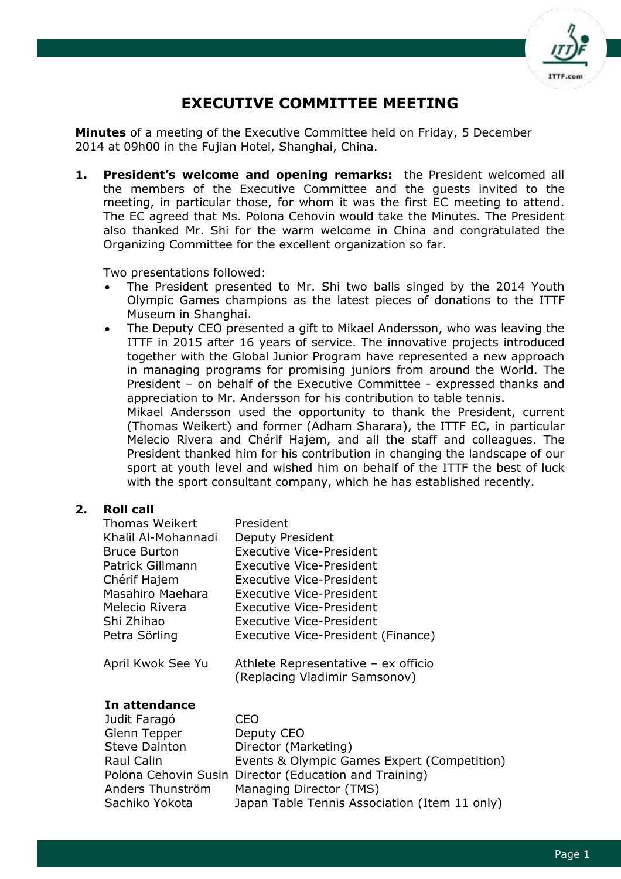# EXECUTIVE COMMITTEE MEETING

**Minutes** of a meeting of the Executive Committee held on Friday, 5 December 2014 at 09h00 in the Fujian Hotel, Shanghai, China.

**1. President's welcome and opening remarks:** the President welcomed all the members of the Executive Committee and the guests invited to the meeting, in particular those, for whom it was the first EC meeting to attend. The EC agreed that Ms. Polona Cehovin would take the Minutes. The President also thanked Mr. Shi for the warm welcome in China and congratulated the Organizing Committee for the excellent organization so far.

Two presentations followed:

- The President presented to Mr. Shi two balls singed by the 2014 Youth Olympic Games champions as the latest pieces of donations to the ITTF Museum in Shanghai.
- The Deputy CEO presented a gift to Mikael Andersson, who was leaving the ITTF in 2015 after 16 years of service. The innovative projects introduced together with the Global Junior Program have represented a new approach in managing programs for promising juniors from around the World. The President – on behalf of the Executive Committee - expressed thanks and appreciation to Mr. Andersson for his contribution to table tennis.
  Mikael Andersson used the opportunity to thank the President, current (Thomas Weikert) and former (Adham Sharara), the ITTF EC, in particular Melecio Rivera and Chérif Hajem, and all the staff and colleagues. The President thanked him for his contribution in changing the landscape of our sport at youth level and wished him on behalf of the ITTF the best of luck with the sport consultant company, which he has established recently.

**2. Roll call**

| | |
|---|---|
| Thomas Weikert | President |
| Khalil Al-Mohannadi | Deputy President |
| Bruce Burton | Executive Vice-President |
| Patrick Gillmann | Executive Vice-President |
| Chérif Hajem | Executive Vice-President |
| Masahiro Maehara | Executive Vice-President |
| Melecio Rivera | Executive Vice-President |
| Shi Zhihao | Executive Vice-President |
| Petra Sörling | Executive Vice-President (Finance) |
| April Kwok See Yu | Athlete Representative – ex officio (Replacing Vladimir Samsonov) |

**In attendance**

| | |
|---|---|
| Judit Faragó | CEO |
| Glenn Tepper | Deputy CEO |
| Steve Dainton | Director (Marketing) |
| Raul Calin | Events & Olympic Games Expert (Competition) |
| Polona Cehovin Susin | Director (Education and Training) |
| Anders Thunström | Managing Director (TMS) |
| Sachiko Yokota | Japan Table Tennis Association (Item 11 only) |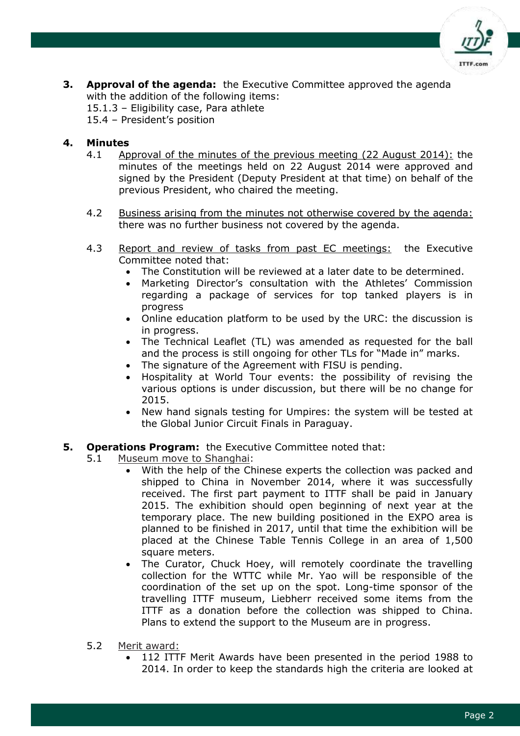**3. Approval of the agenda:** the Executive Committee approved the agenda with the addition of the following items:
15.1.3 – Eligibility case, Para athlete
15.4 – President's position

**4. Minutes**

4.1 <u>Approval of the minutes of the previous meeting (22 August 2014):</u> the minutes of the meetings held on 22 August 2014 were approved and signed by the President (Deputy President at that time) on behalf of the previous President, who chaired the meeting.

4.2 <u>Business arising from the minutes not otherwise covered by the agenda:</u> there was no further business not covered by the agenda.

4.3 <u>Report and review of tasks from past EC meetings:</u> the Executive Committee noted that:

- The Constitution will be reviewed at a later date to be determined.
- Marketing Director's consultation with the Athletes' Commission regarding a package of services for top tanked players is in progress
- Online education platform to be used by the URC: the discussion is in progress.
- The Technical Leaflet (TL) was amended as requested for the ball and the process is still ongoing for other TLs for "Made in" marks.
- The signature of the Agreement with FISU is pending.
- Hospitality at World Tour events: the possibility of revising the various options is under discussion, but there will be no change for 2015.
- New hand signals testing for Umpires: the system will be tested at the Global Junior Circuit Finals in Paraguay.

**5. Operations Program:** the Executive Committee noted that:

5.1 <u>Museum move to Shanghai</u>:

- With the help of the Chinese experts the collection was packed and shipped to China in November 2014, where it was successfully received. The first part payment to ITTF shall be paid in January 2015. The exhibition should open beginning of next year at the temporary place. The new building positioned in the EXPO area is planned to be finished in 2017, until that time the exhibition will be placed at the Chinese Table Tennis College in an area of 1,500 square meters.
- The Curator, Chuck Hoey, will remotely coordinate the travelling collection for the WTTC while Mr. Yao will be responsible of the coordination of the set up on the spot. Long-time sponsor of the travelling ITTF museum, Liebherr received some items from the ITTF as a donation before the collection was shipped to China. Plans to extend the support to the Museum are in progress.

5.2 <u>Merit award:</u>

- 112 ITTF Merit Awards have been presented in the period 1988 to 2014. In order to keep the standards high the criteria are looked at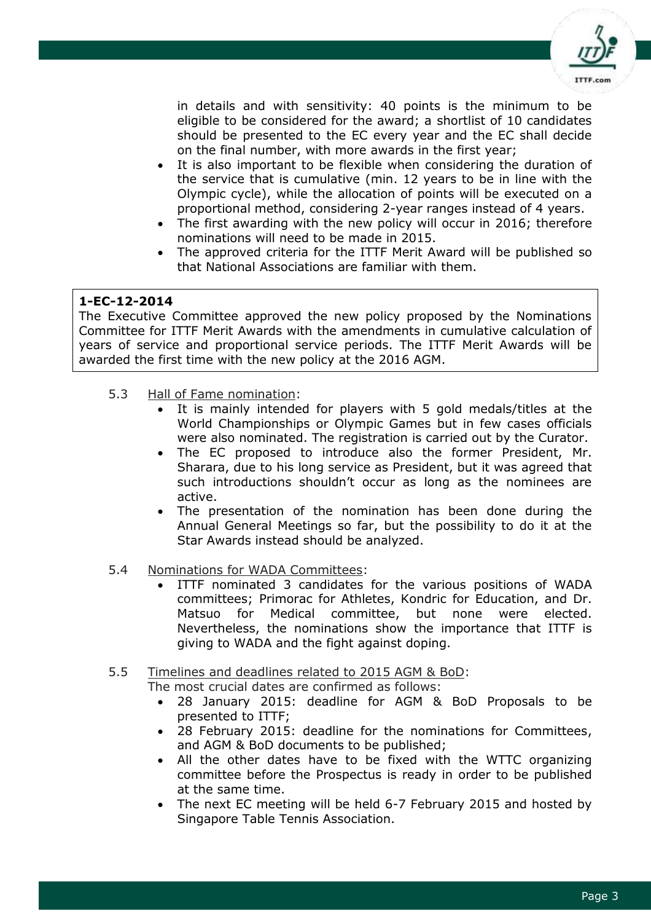in details and with sensitivity: 40 points is the minimum to be eligible to be considered for the award; a shortlist of 10 candidates should be presented to the EC every year and the EC shall decide on the final number, with more awards in the first year;

- It is also important to be flexible when considering the duration of the service that is cumulative (min. 12 years to be in line with the Olympic cycle), while the allocation of points will be executed on a proportional method, considering 2-year ranges instead of 4 years.
- The first awarding with the new policy will occur in 2016; therefore nominations will need to be made in 2015.
- The approved criteria for the ITTF Merit Award will be published so that National Associations are familiar with them.

> **1-EC-12-2014**
> The Executive Committee approved the new policy proposed by the Nominations Committee for ITTF Merit Awards with the amendments in cumulative calculation of years of service and proportional service periods. The ITTF Merit Awards will be awarded the first time with the new policy at the 2016 AGM.

5.3 Hall of Fame nomination:

- It is mainly intended for players with 5 gold medals/titles at the World Championships or Olympic Games but in few cases officials were also nominated. The registration is carried out by the Curator.
- The EC proposed to introduce also the former President, Mr. Sharara, due to his long service as President, but it was agreed that such introductions shouldn't occur as long as the nominees are active.
- The presentation of the nomination has been done during the Annual General Meetings so far, but the possibility to do it at the Star Awards instead should be analyzed.

5.4 Nominations for WADA Committees:

- ITTF nominated 3 candidates for the various positions of WADA committees; Primorac for Athletes, Kondric for Education, and Dr. Matsuo for Medical committee, but none were elected. Nevertheless, the nominations show the importance that ITTF is giving to WADA and the fight against doping.

5.5 Timelines and deadlines related to 2015 AGM & BoD:

The most crucial dates are confirmed as follows:

- 28 January 2015: deadline for AGM & BoD Proposals to be presented to ITTF;
- 28 February 2015: deadline for the nominations for Committees, and AGM & BoD documents to be published;
- All the other dates have to be fixed with the WTTC organizing committee before the Prospectus is ready in order to be published at the same time.
- The next EC meeting will be held 6-7 February 2015 and hosted by Singapore Table Tennis Association.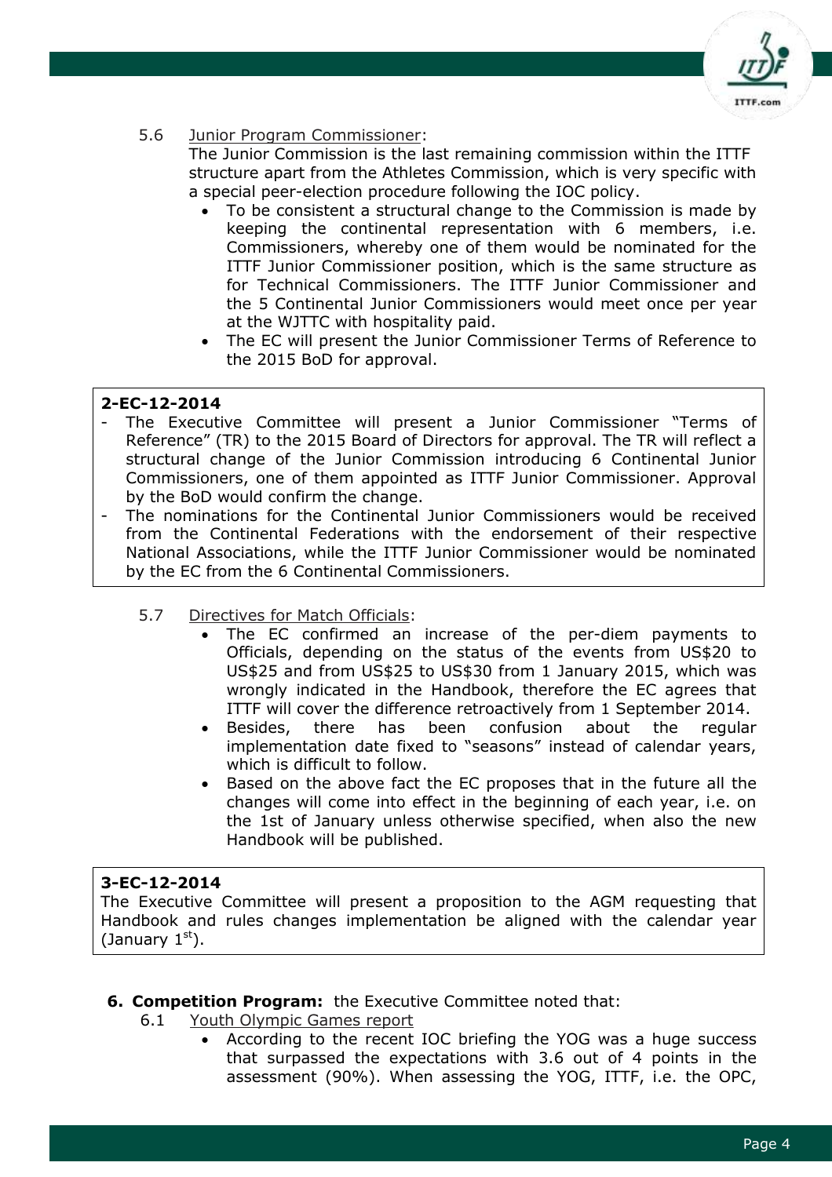5.6 Junior Program Commissioner:

The Junior Commission is the last remaining commission within the ITTF structure apart from the Athletes Commission, which is very specific with a special peer-election procedure following the IOC policy.

- To be consistent a structural change to the Commission is made by keeping the continental representation with 6 members, i.e. Commissioners, whereby one of them would be nominated for the ITTF Junior Commissioner position, which is the same structure as for Technical Commissioners. The ITTF Junior Commissioner and the 5 Continental Junior Commissioners would meet once per year at the WJTTC with hospitality paid.
- The EC will present the Junior Commissioner Terms of Reference to the 2015 BoD for approval.

**2-EC-12-2014**

- The Executive Committee will present a Junior Commissioner "Terms of Reference" (TR) to the 2015 Board of Directors for approval. The TR will reflect a structural change of the Junior Commission introducing 6 Continental Junior Commissioners, one of them appointed as ITTF Junior Commissioner. Approval by the BoD would confirm the change.
- The nominations for the Continental Junior Commissioners would be received from the Continental Federations with the endorsement of their respective National Associations, while the ITTF Junior Commissioner would be nominated by the EC from the 6 Continental Commissioners.

5.7 Directives for Match Officials:

- The EC confirmed an increase of the per-diem payments to Officials, depending on the status of the events from US$20 to US$25 and from US$25 to US$30 from 1 January 2015, which was wrongly indicated in the Handbook, therefore the EC agrees that ITTF will cover the difference retroactively from 1 September 2014.
- Besides, there has been confusion about the regular implementation date fixed to "seasons" instead of calendar years, which is difficult to follow.
- Based on the above fact the EC proposes that in the future all the changes will come into effect in the beginning of each year, i.e. on the 1st of January unless otherwise specified, when also the new Handbook will be published.

**3-EC-12-2014**

The Executive Committee will present a proposition to the AGM requesting that Handbook and rules changes implementation be aligned with the calendar year (January 1st).

**6. Competition Program:** the Executive Committee noted that:

6.1 Youth Olympic Games report

- According to the recent IOC briefing the YOG was a huge success that surpassed the expectations with 3.6 out of 4 points in the assessment (90%). When assessing the YOG, ITTF, i.e. the OPC,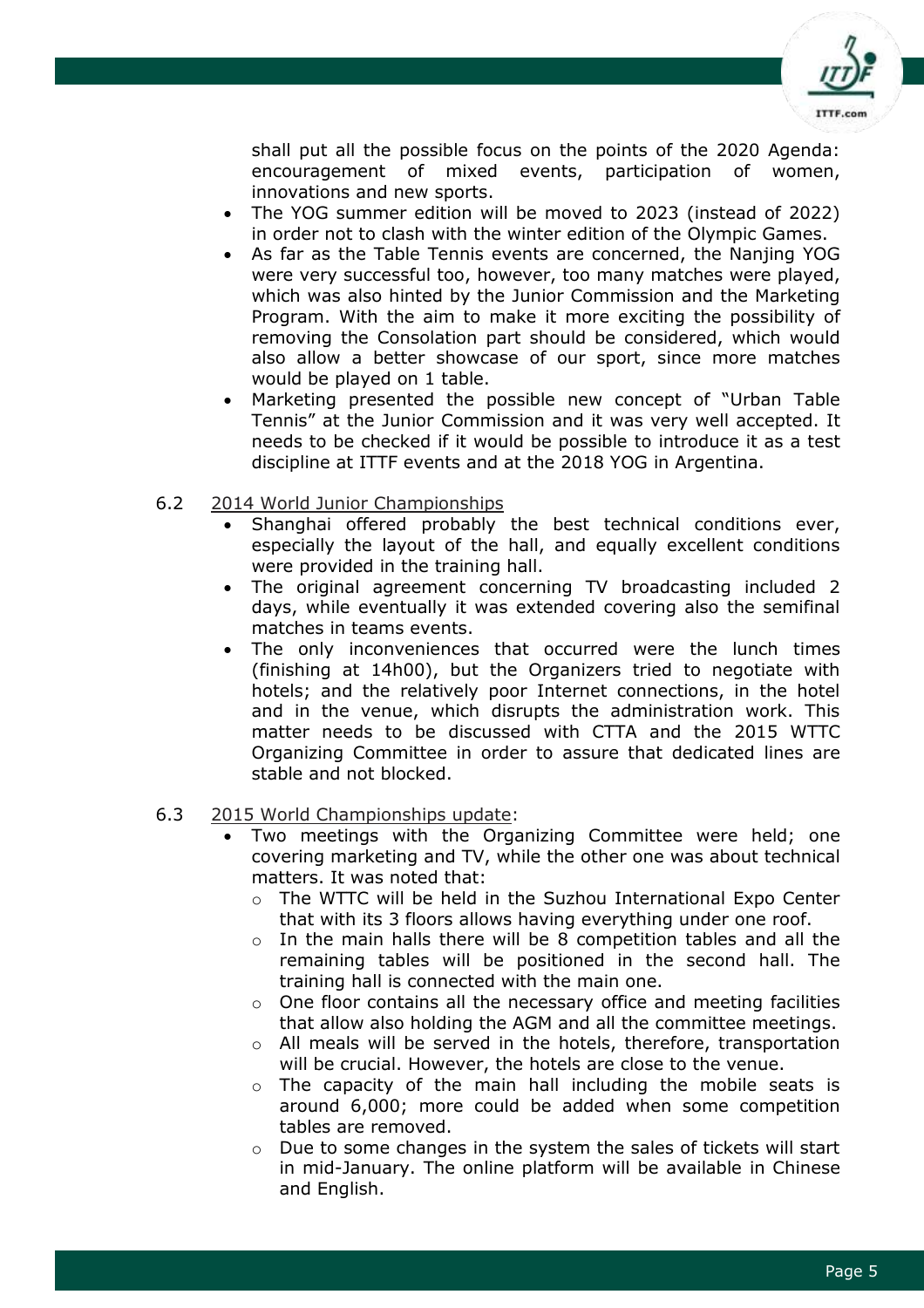shall put all the possible focus on the points of the 2020 Agenda: encouragement of mixed events, participation of women, innovations and new sports.

- The YOG summer edition will be moved to 2023 (instead of 2022) in order not to clash with the winter edition of the Olympic Games.
- As far as the Table Tennis events are concerned, the Nanjing YOG were very successful too, however, too many matches were played, which was also hinted by the Junior Commission and the Marketing Program. With the aim to make it more exciting the possibility of removing the Consolation part should be considered, which would also allow a better showcase of our sport, since more matches would be played on 1 table.
- Marketing presented the possible new concept of "Urban Table Tennis" at the Junior Commission and it was very well accepted. It needs to be checked if it would be possible to introduce it as a test discipline at ITTF events and at the 2018 YOG in Argentina.

6.2 2014 World Junior Championships

- Shanghai offered probably the best technical conditions ever, especially the layout of the hall, and equally excellent conditions were provided in the training hall.
- The original agreement concerning TV broadcasting included 2 days, while eventually it was extended covering also the semifinal matches in teams events.
- The only inconveniences that occurred were the lunch times (finishing at 14h00), but the Organizers tried to negotiate with hotels; and the relatively poor Internet connections, in the hotel and in the venue, which disrupts the administration work. This matter needs to be discussed with CTTA and the 2015 WTTC Organizing Committee in order to assure that dedicated lines are stable and not blocked.

6.3 2015 World Championships update:

- Two meetings with the Organizing Committee were held; one covering marketing and TV, while the other one was about technical matters. It was noted that:
  - The WTTC will be held in the Suzhou International Expo Center that with its 3 floors allows having everything under one roof.
  - In the main halls there will be 8 competition tables and all the remaining tables will be positioned in the second hall. The training hall is connected with the main one.
  - One floor contains all the necessary office and meeting facilities that allow also holding the AGM and all the committee meetings.
  - All meals will be served in the hotels, therefore, transportation will be crucial. However, the hotels are close to the venue.
  - The capacity of the main hall including the mobile seats is around 6,000; more could be added when some competition tables are removed.
  - Due to some changes in the system the sales of tickets will start in mid-January. The online platform will be available in Chinese and English.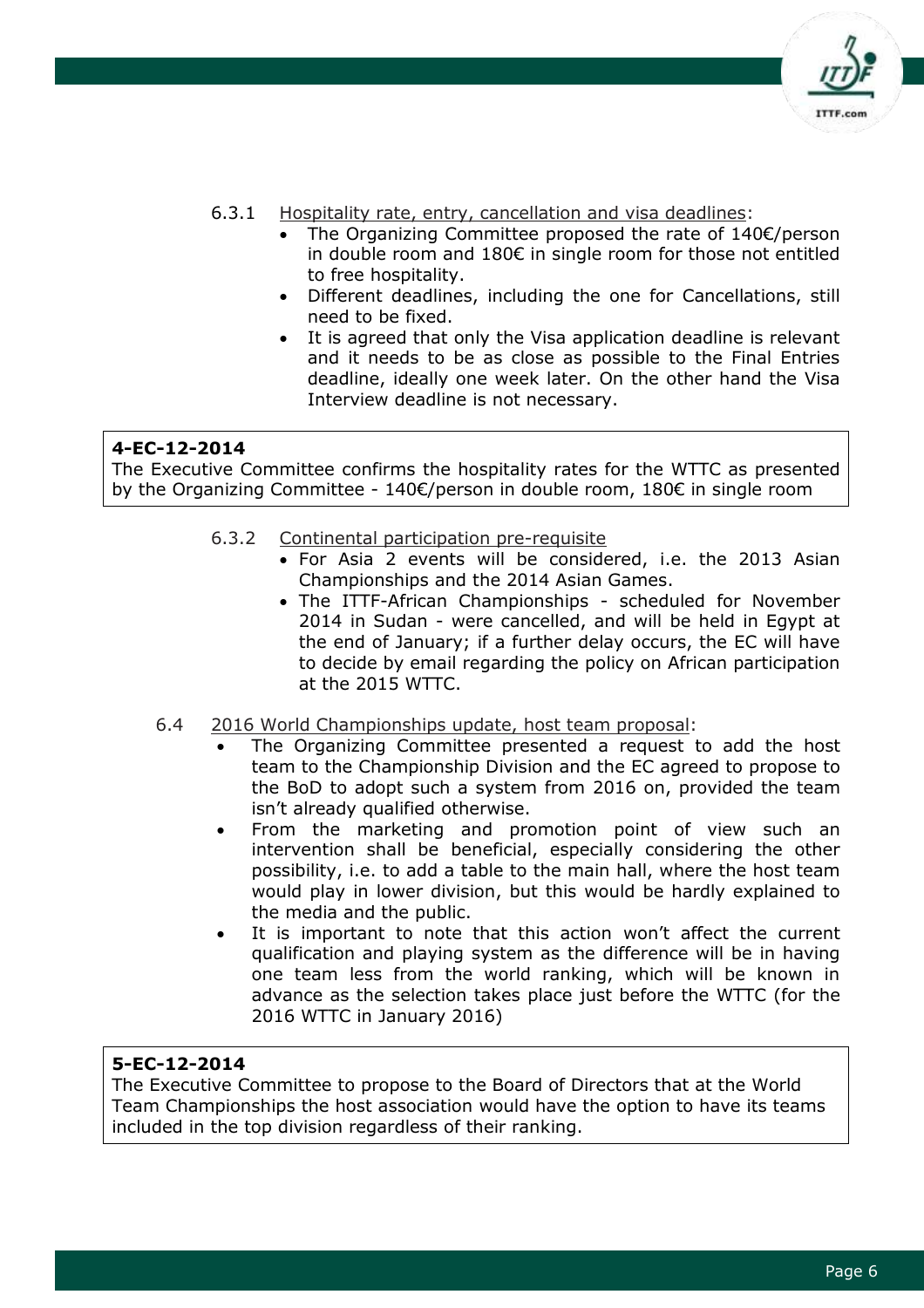6.3.1 Hospitality rate, entry, cancellation and visa deadlines:

- The Organizing Committee proposed the rate of 140€/person in double room and 180€ in single room for those not entitled to free hospitality.
- Different deadlines, including the one for Cancellations, still need to be fixed.
- It is agreed that only the Visa application deadline is relevant and it needs to be as close as possible to the Final Entries deadline, ideally one week later. On the other hand the Visa Interview deadline is not necessary.

> **4-EC-12-2014**
> The Executive Committee confirms the hospitality rates for the WTTC as presented by the Organizing Committee - 140€/person in double room, 180€ in single room

6.3.2 Continental participation pre-requisite

- For Asia 2 events will be considered, i.e. the 2013 Asian Championships and the 2014 Asian Games.
- The ITTF-African Championships - scheduled for November 2014 in Sudan - were cancelled, and will be held in Egypt at the end of January; if a further delay occurs, the EC will have to decide by email regarding the policy on African participation at the 2015 WTTC.

6.4 2016 World Championships update, host team proposal:

- The Organizing Committee presented a request to add the host team to the Championship Division and the EC agreed to propose to the BoD to adopt such a system from 2016 on, provided the team isn't already qualified otherwise.
- From the marketing and promotion point of view such an intervention shall be beneficial, especially considering the other possibility, i.e. to add a table to the main hall, where the host team would play in lower division, but this would be hardly explained to the media and the public.
- It is important to note that this action won't affect the current qualification and playing system as the difference will be in having one team less from the world ranking, which will be known in advance as the selection takes place just before the WTTC (for the 2016 WTTC in January 2016)

> **5-EC-12-2014**
> The Executive Committee to propose to the Board of Directors that at the World Team Championships the host association would have the option to have its teams included in the top division regardless of their ranking.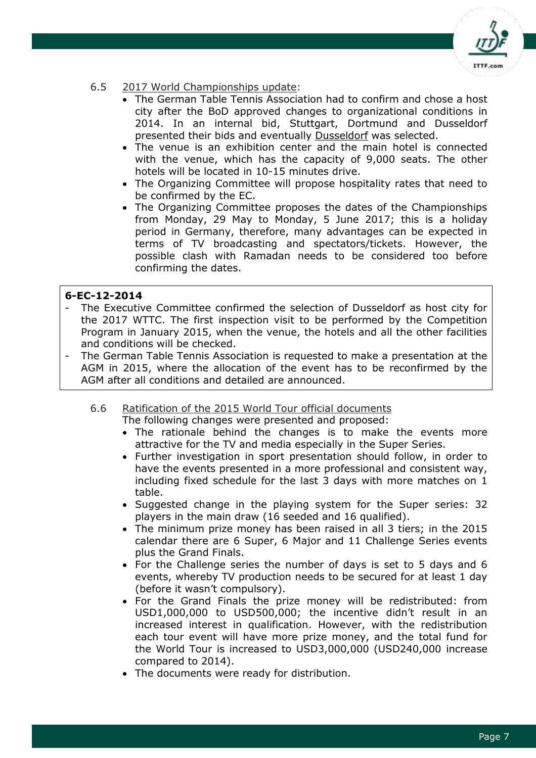6.5 2017 World Championships update:

- The German Table Tennis Association had to confirm and chose a host city after the BoD approved changes to organizational conditions in 2014. In an internal bid, Stuttgart, Dortmund and Dusseldorf presented their bids and eventually Dusseldorf was selected.
- The venue is an exhibition center and the main hotel is connected with the venue, which has the capacity of 9,000 seats. The other hotels will be located in 10-15 minutes drive.
- The Organizing Committee will propose hospitality rates that need to be confirmed by the EC.
- The Organizing Committee proposes the dates of the Championships from Monday, 29 May to Monday, 5 June 2017; this is a holiday period in Germany, therefore, many advantages can be expected in terms of TV broadcasting and spectators/tickets. However, the possible clash with Ramadan needs to be considered too before confirming the dates.

**6-EC-12-2014**

- The Executive Committee confirmed the selection of Dusseldorf as host city for the 2017 WTTC. The first inspection visit to be performed by the Competition Program in January 2015, when the venue, the hotels and all the other facilities and conditions will be checked.
- The German Table Tennis Association is requested to make a presentation at the AGM in 2015, where the allocation of the event has to be reconfirmed by the AGM after all conditions and detailed are announced.

6.6 Ratification of the 2015 World Tour official documents

The following changes were presented and proposed:

- The rationale behind the changes is to make the events more attractive for the TV and media especially in the Super Series.
- Further investigation in sport presentation should follow, in order to have the events presented in a more professional and consistent way, including fixed schedule for the last 3 days with more matches on 1 table.
- Suggested change in the playing system for the Super series: 32 players in the main draw (16 seeded and 16 qualified).
- The minimum prize money has been raised in all 3 tiers; in the 2015 calendar there are 6 Super, 6 Major and 11 Challenge Series events plus the Grand Finals.
- For the Challenge series the number of days is set to 5 days and 6 events, whereby TV production needs to be secured for at least 1 day (before it wasn't compulsory).
- For the Grand Finals the prize money will be redistributed: from USD1,000,000 to USD500,000; the incentive didn't result in an increased interest in qualification. However, with the redistribution each tour event will have more prize money, and the total fund for the World Tour is increased to USD3,000,000 (USD240,000 increase compared to 2014).
- The documents were ready for distribution.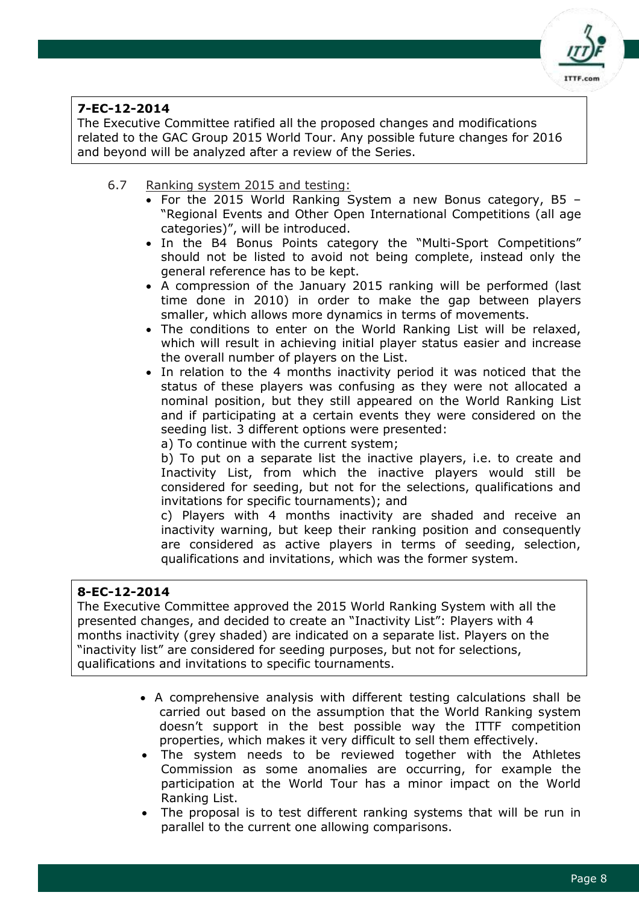**7-EC-12-2014**
The Executive Committee ratified all the proposed changes and modifications related to the GAC Group 2015 World Tour. Any possible future changes for 2016 and beyond will be analyzed after a review of the Series.

6.7 Ranking system 2015 and testing:

- For the 2015 World Ranking System a new Bonus category, B5 – "Regional Events and Other Open International Competitions (all age categories)", will be introduced.
- In the B4 Bonus Points category the "Multi-Sport Competitions" should not be listed to avoid not being complete, instead only the general reference has to be kept.
- A compression of the January 2015 ranking will be performed (last time done in 2010) in order to make the gap between players smaller, which allows more dynamics in terms of movements.
- The conditions to enter on the World Ranking List will be relaxed, which will result in achieving initial player status easier and increase the overall number of players on the List.
- In relation to the 4 months inactivity period it was noticed that the status of these players was confusing as they were not allocated a nominal position, but they still appeared on the World Ranking List and if participating at a certain events they were considered on the seeding list. 3 different options were presented:

  a) To continue with the current system;

  b) To put on a separate list the inactive players, i.e. to create and Inactivity List, from which the inactive players would still be considered for seeding, but not for the selections, qualifications and invitations for specific tournaments); and

  c) Players with 4 months inactivity are shaded and receive an inactivity warning, but keep their ranking position and consequently are considered as active players in terms of seeding, selection, qualifications and invitations, which was the former system.

**8-EC-12-2014**
The Executive Committee approved the 2015 World Ranking System with all the presented changes, and decided to create an "Inactivity List": Players with 4 months inactivity (grey shaded) are indicated on a separate list. Players on the "inactivity list" are considered for seeding purposes, but not for selections, qualifications and invitations to specific tournaments.

- A comprehensive analysis with different testing calculations shall be carried out based on the assumption that the World Ranking system doesn't support in the best possible way the ITTF competition properties, which makes it very difficult to sell them effectively.
- The system needs to be reviewed together with the Athletes Commission as some anomalies are occurring, for example the participation at the World Tour has a minor impact on the World Ranking List.
- The proposal is to test different ranking systems that will be run in parallel to the current one allowing comparisons.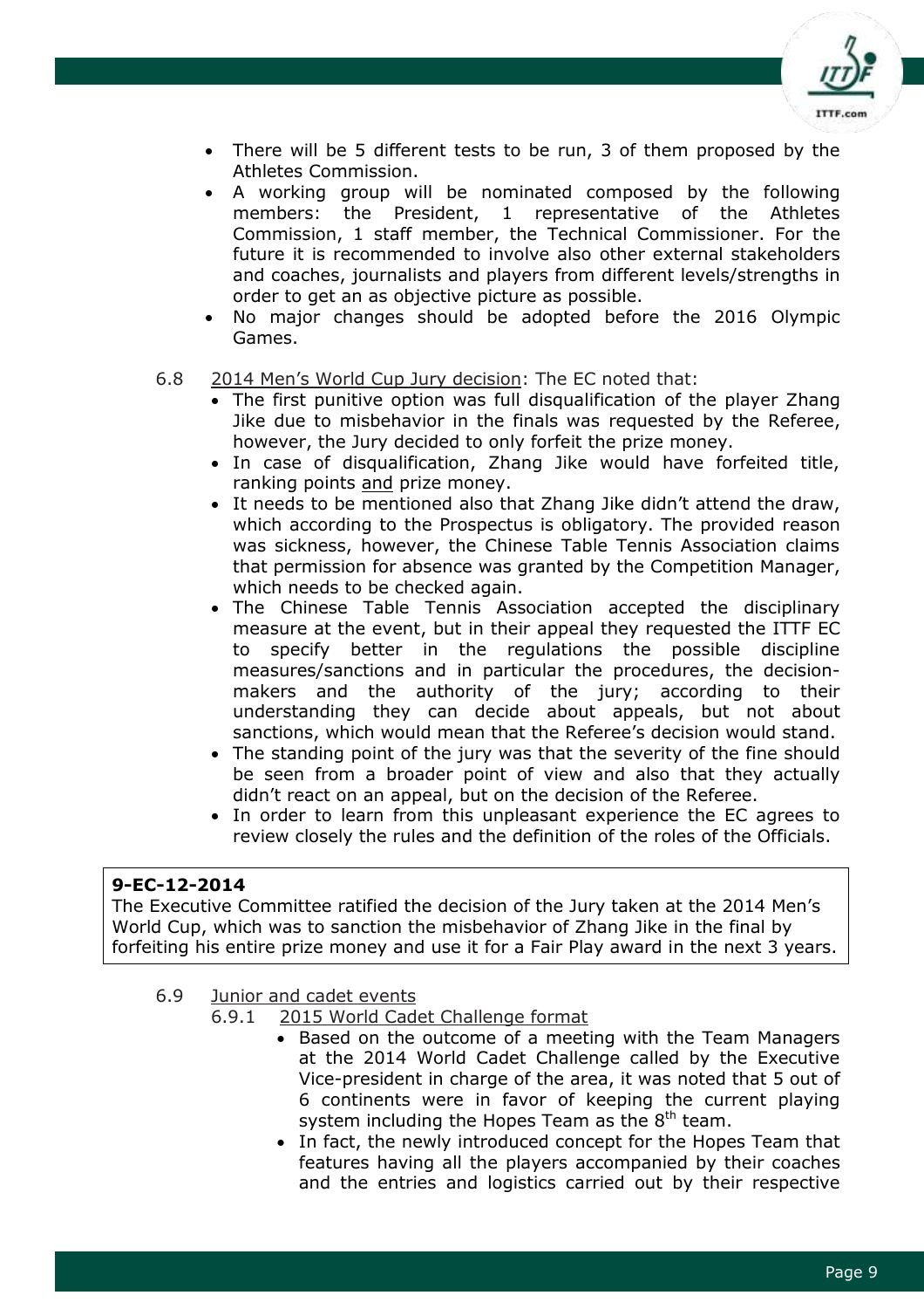- There will be 5 different tests to be run, 3 of them proposed by the Athletes Commission.
- A working group will be nominated composed by the following members: the President, 1 representative of the Athletes Commission, 1 staff member, the Technical Commissioner. For the future it is recommended to involve also other external stakeholders and coaches, journalists and players from different levels/strengths in order to get an as objective picture as possible.
- No major changes should be adopted before the 2016 Olympic Games.

6.8 2014 Men's World Cup Jury decision: The EC noted that:

- The first punitive option was full disqualification of the player Zhang Jike due to misbehavior in the finals was requested by the Referee, however, the Jury decided to only forfeit the prize money.
- In case of disqualification, Zhang Jike would have forfeited title, ranking points and prize money.
- It needs to be mentioned also that Zhang Jike didn't attend the draw, which according to the Prospectus is obligatory. The provided reason was sickness, however, the Chinese Table Tennis Association claims that permission for absence was granted by the Competition Manager, which needs to be checked again.
- The Chinese Table Tennis Association accepted the disciplinary measure at the event, but in their appeal they requested the ITTF EC to specify better in the regulations the possible discipline measures/sanctions and in particular the procedures, the decision-makers and the authority of the jury; according to their understanding they can decide about appeals, but not about sanctions, which would mean that the Referee's decision would stand.
- The standing point of the jury was that the severity of the fine should be seen from a broader point of view and also that they actually didn't react on an appeal, but on the decision of the Referee.
- In order to learn from this unpleasant experience the EC agrees to review closely the rules and the definition of the roles of the Officials.

**9-EC-12-2014**
The Executive Committee ratified the decision of the Jury taken at the 2014 Men's World Cup, which was to sanction the misbehavior of Zhang Jike in the final by forfeiting his entire prize money and use it for a Fair Play award in the next 3 years.

6.9 Junior and cadet events

6.9.1 2015 World Cadet Challenge format

- Based on the outcome of a meeting with the Team Managers at the 2014 World Cadet Challenge called by the Executive Vice-president in charge of the area, it was noted that 5 out of 6 continents were in favor of keeping the current playing system including the Hopes Team as the 8th team.
- In fact, the newly introduced concept for the Hopes Team that features having all the players accompanied by their coaches and the entries and logistics carried out by their respective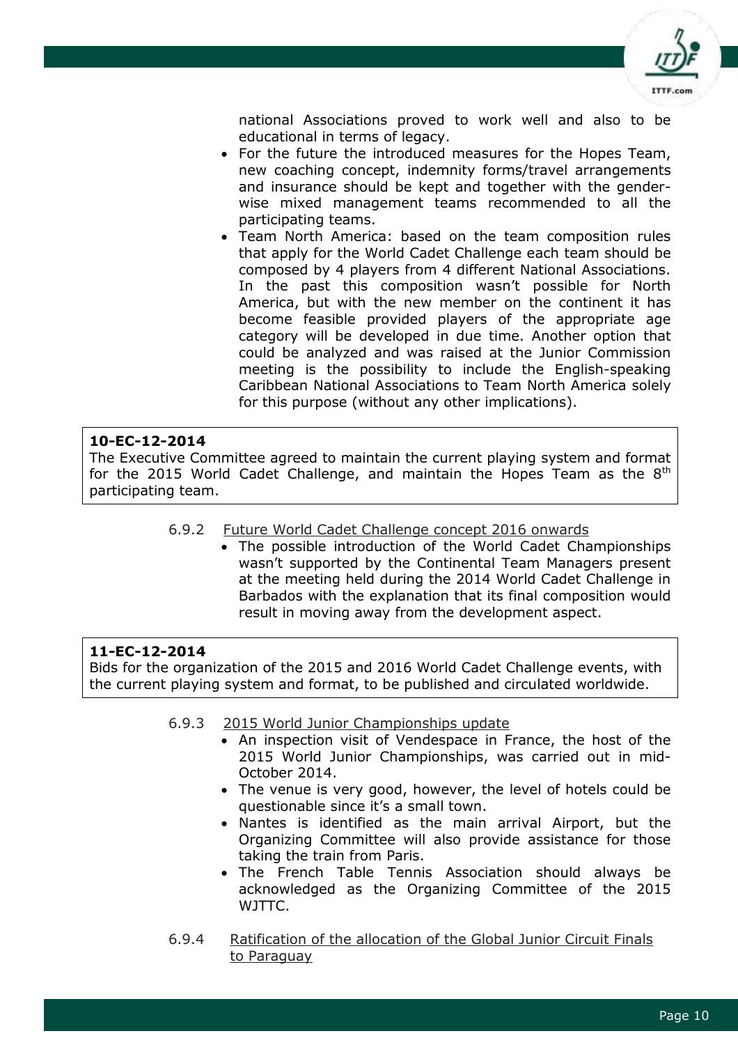national Associations proved to work well and also to be educational in terms of legacy.

- For the future the introduced measures for the Hopes Team, new coaching concept, indemnity forms/travel arrangements and insurance should be kept and together with the gender-wise mixed management teams recommended to all the participating teams.
- Team North America: based on the team composition rules that apply for the World Cadet Challenge each team should be composed by 4 players from 4 different National Associations. In the past this composition wasn't possible for North America, but with the new member on the continent it has become feasible provided players of the appropriate age category will be developed in due time. Another option that could be analyzed and was raised at the Junior Commission meeting is the possibility to include the English-speaking Caribbean National Associations to Team North America solely for this purpose (without any other implications).

**10-EC-12-2014**
The Executive Committee agreed to maintain the current playing system and format for the 2015 World Cadet Challenge, and maintain the Hopes Team as the 8th participating team.

6.9.2 Future World Cadet Challenge concept 2016 onwards

- The possible introduction of the World Cadet Championships wasn't supported by the Continental Team Managers present at the meeting held during the 2014 World Cadet Challenge in Barbados with the explanation that its final composition would result in moving away from the development aspect.

**11-EC-12-2014**
Bids for the organization of the 2015 and 2016 World Cadet Challenge events, with the current playing system and format, to be published and circulated worldwide.

6.9.3 2015 World Junior Championships update

- An inspection visit of Vendespace in France, the host of the 2015 World Junior Championships, was carried out in mid-October 2014.
- The venue is very good, however, the level of hotels could be questionable since it's a small town.
- Nantes is identified as the main arrival Airport, but the Organizing Committee will also provide assistance for those taking the train from Paris.
- The French Table Tennis Association should always be acknowledged as the Organizing Committee of the 2015 WJTTC.

6.9.4 Ratification of the allocation of the Global Junior Circuit Finals to Paraguay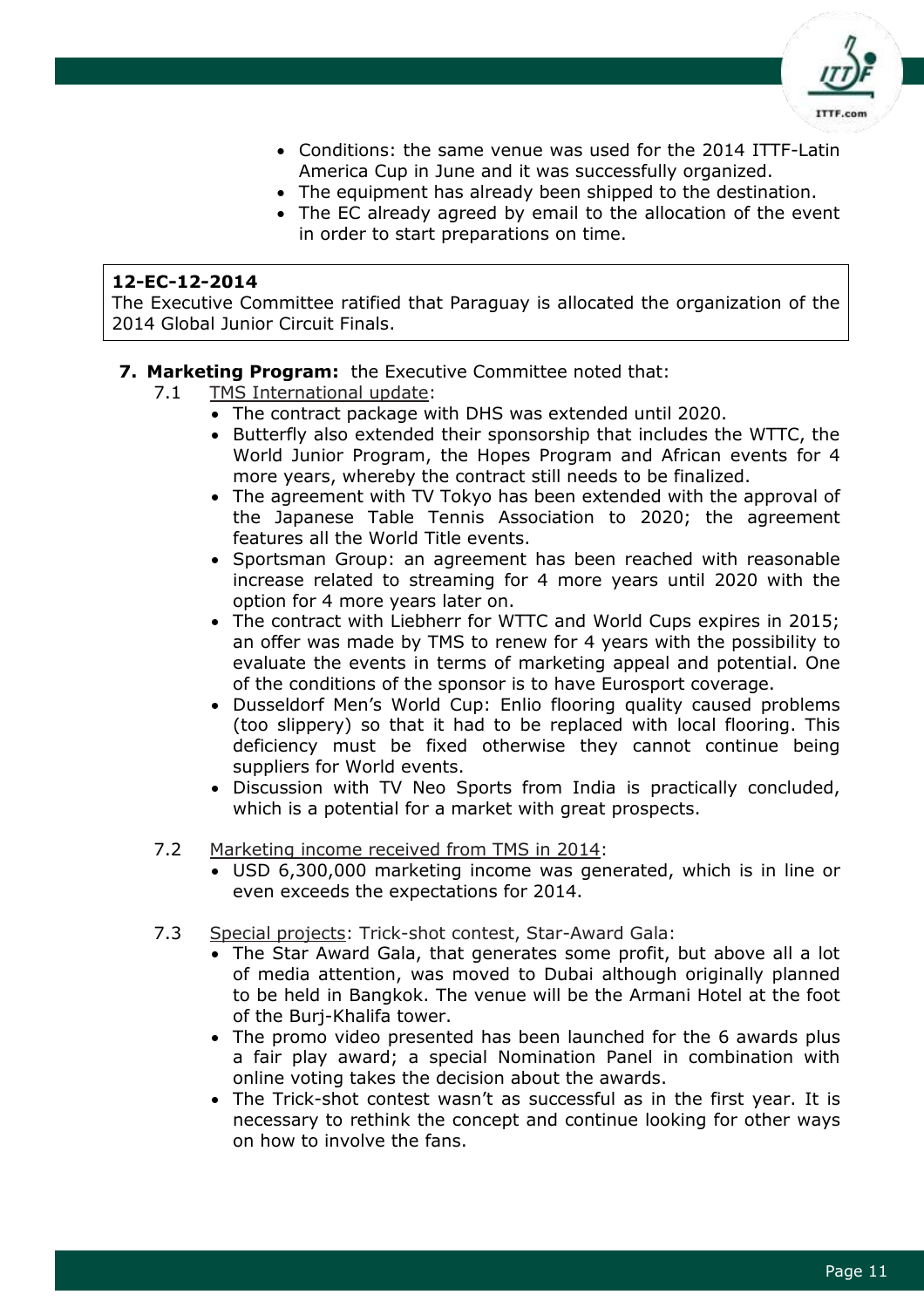- Conditions: the same venue was used for the 2014 ITTF-Latin America Cup in June and it was successfully organized.
- The equipment has already been shipped to the destination.
- The EC already agreed by email to the allocation of the event in order to start preparations on time.

> **12-EC-12-2014**
> The Executive Committee ratified that Paraguay is allocated the organization of the 2014 Global Junior Circuit Finals.

**7. Marketing Program:** the Executive Committee noted that:

7.1 TMS International update:

- The contract package with DHS was extended until 2020.
- Butterfly also extended their sponsorship that includes the WTTC, the World Junior Program, the Hopes Program and African events for 4 more years, whereby the contract still needs to be finalized.
- The agreement with TV Tokyo has been extended with the approval of the Japanese Table Tennis Association to 2020; the agreement features all the World Title events.
- Sportsman Group: an agreement has been reached with reasonable increase related to streaming for 4 more years until 2020 with the option for 4 more years later on.
- The contract with Liebherr for WTTC and World Cups expires in 2015; an offer was made by TMS to renew for 4 years with the possibility to evaluate the events in terms of marketing appeal and potential. One of the conditions of the sponsor is to have Eurosport coverage.
- Dusseldorf Men's World Cup: Enlio flooring quality caused problems (too slippery) so that it had to be replaced with local flooring. This deficiency must be fixed otherwise they cannot continue being suppliers for World events.
- Discussion with TV Neo Sports from India is practically concluded, which is a potential for a market with great prospects.

7.2 Marketing income received from TMS in 2014:

- USD 6,300,000 marketing income was generated, which is in line or even exceeds the expectations for 2014.

7.3 Special projects: Trick-shot contest, Star-Award Gala:

- The Star Award Gala, that generates some profit, but above all a lot of media attention, was moved to Dubai although originally planned to be held in Bangkok. The venue will be the Armani Hotel at the foot of the Burj-Khalifa tower.
- The promo video presented has been launched for the 6 awards plus a fair play award; a special Nomination Panel in combination with online voting takes the decision about the awards.
- The Trick-shot contest wasn't as successful as in the first year. It is necessary to rethink the concept and continue looking for other ways on how to involve the fans.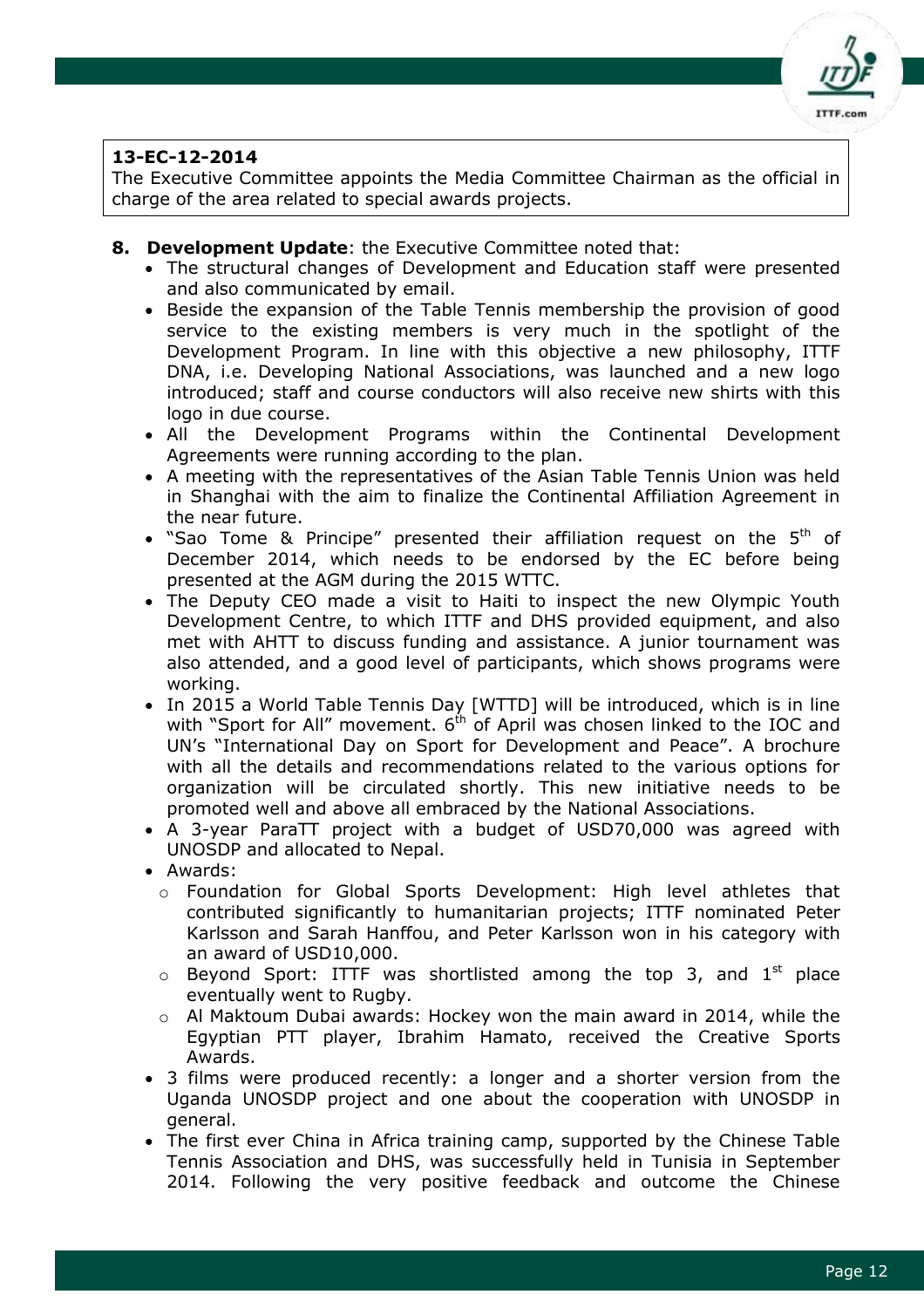**13-EC-12-2014**

The Executive Committee appoints the Media Committee Chairman as the official in charge of the area related to special awards projects.

8. **Development Update**: the Executive Committee noted that:
    - The structural changes of Development and Education staff were presented and also communicated by email.
    - Beside the expansion of the Table Tennis membership the provision of good service to the existing members is very much in the spotlight of the Development Program. In line with this objective a new philosophy, ITTF DNA, i.e. Developing National Associations, was launched and a new logo introduced; staff and course conductors will also receive new shirts with this logo in due course.
    - All the Development Programs within the Continental Development Agreements were running according to the plan.
    - A meeting with the representatives of the Asian Table Tennis Union was held in Shanghai with the aim to finalize the Continental Affiliation Agreement in the near future.
    - "Sao Tome & Principe" presented their affiliation request on the 5th of December 2014, which needs to be endorsed by the EC before being presented at the AGM during the 2015 WTTC.
    - The Deputy CEO made a visit to Haiti to inspect the new Olympic Youth Development Centre, to which ITTF and DHS provided equipment, and also met with AHTT to discuss funding and assistance. A junior tournament was also attended, and a good level of participants, which shows programs were working.
    - In 2015 a World Table Tennis Day [WTTD] will be introduced, which is in line with "Sport for All" movement. 6th of April was chosen linked to the IOC and UN's "International Day on Sport for Development and Peace". A brochure with all the details and recommendations related to the various options for organization will be circulated shortly. This new initiative needs to be promoted well and above all embraced by the National Associations.
    - A 3-year ParaTT project with a budget of USD70,000 was agreed with UNOSDP and allocated to Nepal.
    - Awards:
        - Foundation for Global Sports Development: High level athletes that contributed significantly to humanitarian projects; ITTF nominated Peter Karlsson and Sarah Hanffou, and Peter Karlsson won in his category with an award of USD10,000.
        - Beyond Sport: ITTF was shortlisted among the top 3, and 1st place eventually went to Rugby.
        - Al Maktoum Dubai awards: Hockey won the main award in 2014, while the Egyptian PTT player, Ibrahim Hamato, received the Creative Sports Awards.
    - 3 films were produced recently: a longer and a shorter version from the Uganda UNOSDP project and one about the cooperation with UNOSDP in general.
    - The first ever China in Africa training camp, supported by the Chinese Table Tennis Association and DHS, was successfully held in Tunisia in September 2014. Following the very positive feedback and outcome the Chinese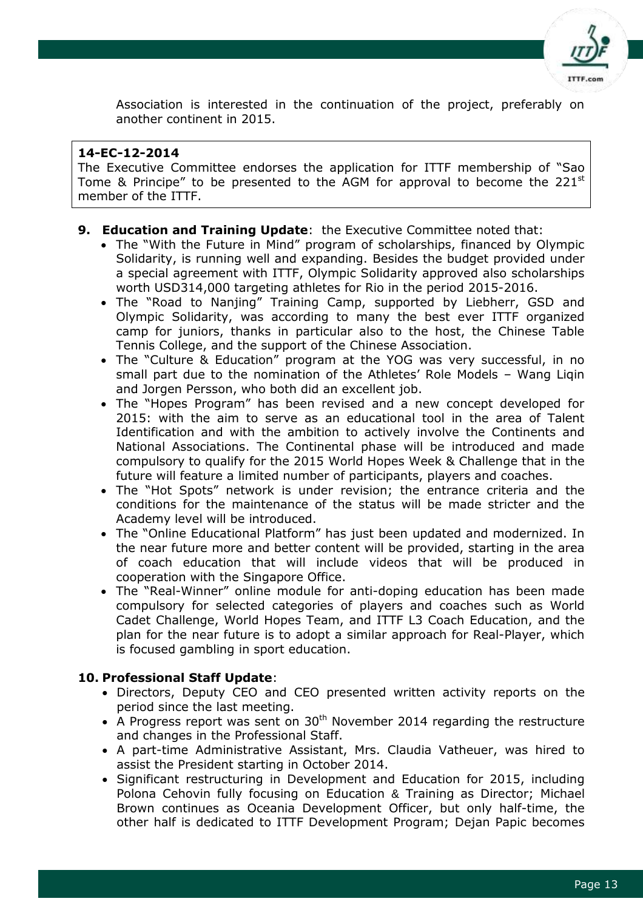Association is interested in the continuation of the project, preferably on another continent in 2015.

> **14-EC-12-2014**
> The Executive Committee endorses the application for ITTF membership of "Sao Tome & Principe" to be presented to the AGM for approval to become the 221st member of the ITTF.

**9. Education and Training Update**: the Executive Committee noted that:

- The "With the Future in Mind" program of scholarships, financed by Olympic Solidarity, is running well and expanding. Besides the budget provided under a special agreement with ITTF, Olympic Solidarity approved also scholarships worth USD314,000 targeting athletes for Rio in the period 2015-2016.
- The "Road to Nanjing" Training Camp, supported by Liebherr, GSD and Olympic Solidarity, was according to many the best ever ITTF organized camp for juniors, thanks in particular also to the host, the Chinese Table Tennis College, and the support of the Chinese Association.
- The "Culture & Education" program at the YOG was very successful, in no small part due to the nomination of the Athletes' Role Models – Wang Liqin and Jorgen Persson, who both did an excellent job.
- The "Hopes Program" has been revised and a new concept developed for 2015: with the aim to serve as an educational tool in the area of Talent Identification and with the ambition to actively involve the Continents and National Associations. The Continental phase will be introduced and made compulsory to qualify for the 2015 World Hopes Week & Challenge that in the future will feature a limited number of participants, players and coaches.
- The "Hot Spots" network is under revision; the entrance criteria and the conditions for the maintenance of the status will be made stricter and the Academy level will be introduced.
- The "Online Educational Platform" has just been updated and modernized. In the near future more and better content will be provided, starting in the area of coach education that will include videos that will be produced in cooperation with the Singapore Office.
- The "Real-Winner" online module for anti-doping education has been made compulsory for selected categories of players and coaches such as World Cadet Challenge, World Hopes Team, and ITTF L3 Coach Education, and the plan for the near future is to adopt a similar approach for Real-Player, which is focused gambling in sport education.

**10. Professional Staff Update**:

- Directors, Deputy CEO and CEO presented written activity reports on the period since the last meeting.
- A Progress report was sent on 30th November 2014 regarding the restructure and changes in the Professional Staff.
- A part-time Administrative Assistant, Mrs. Claudia Vatheuer, was hired to assist the President starting in October 2014.
- Significant restructuring in Development and Education for 2015, including Polona Cehovin fully focusing on Education & Training as Director; Michael Brown continues as Oceania Development Officer, but only half-time, the other half is dedicated to ITTF Development Program; Dejan Papic becomes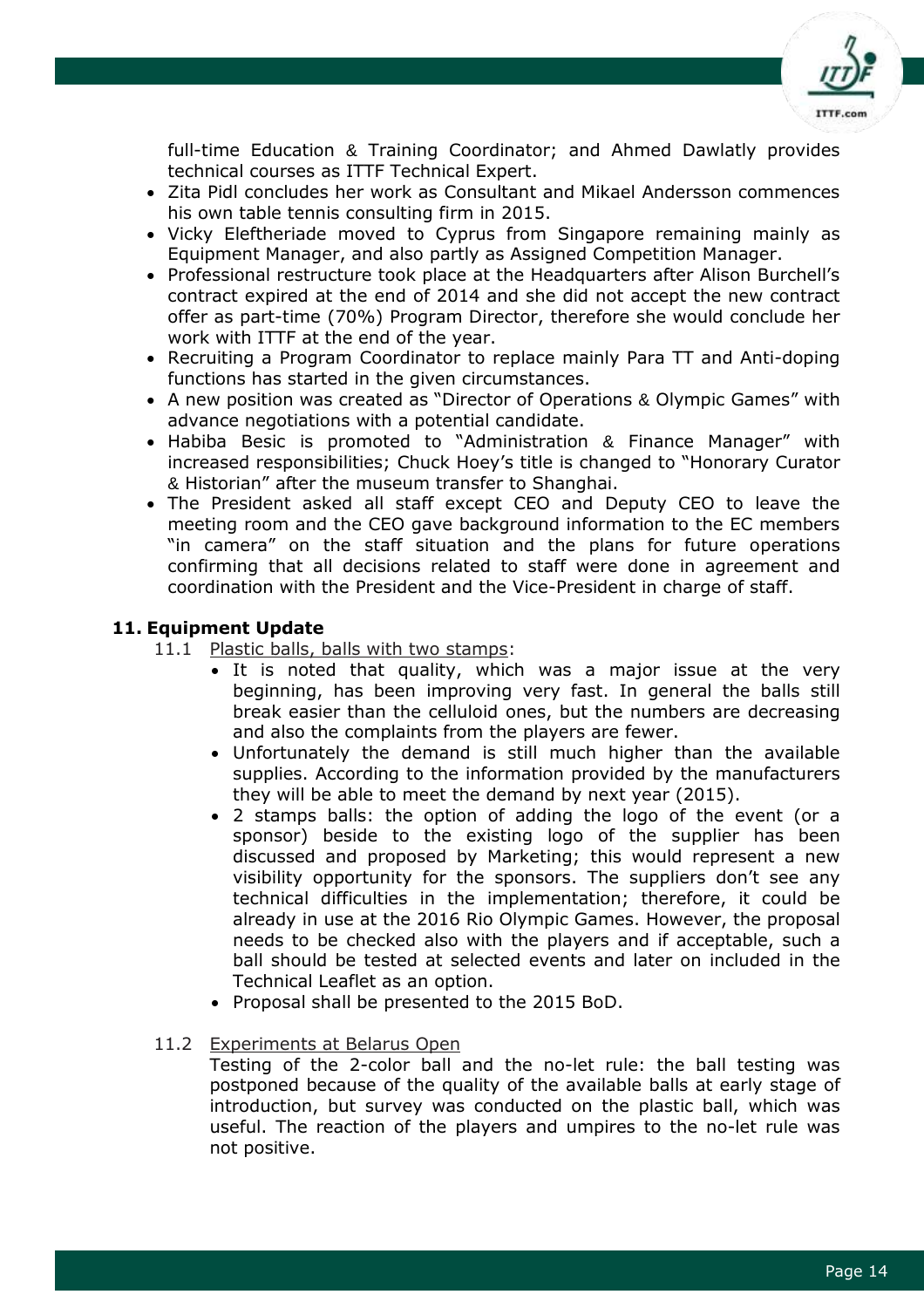full-time Education & Training Coordinator; and Ahmed Dawlatly provides technical courses as ITTF Technical Expert.

- Zita Pidl concludes her work as Consultant and Mikael Andersson commences his own table tennis consulting firm in 2015.
- Vicky Eleftheriade moved to Cyprus from Singapore remaining mainly as Equipment Manager, and also partly as Assigned Competition Manager.
- Professional restructure took place at the Headquarters after Alison Burchell's contract expired at the end of 2014 and she did not accept the new contract offer as part-time (70%) Program Director, therefore she would conclude her work with ITTF at the end of the year.
- Recruiting a Program Coordinator to replace mainly Para TT and Anti-doping functions has started in the given circumstances.
- A new position was created as "Director of Operations & Olympic Games" with advance negotiations with a potential candidate.
- Habiba Besic is promoted to "Administration & Finance Manager" with increased responsibilities; Chuck Hoey's title is changed to "Honorary Curator & Historian" after the museum transfer to Shanghai.
- The President asked all staff except CEO and Deputy CEO to leave the meeting room and the CEO gave background information to the EC members "in camera" on the staff situation and the plans for future operations confirming that all decisions related to staff were done in agreement and coordination with the President and the Vice-President in charge of staff.

## 11. Equipment Update

11.1 Plastic balls, balls with two stamps:

- It is noted that quality, which was a major issue at the very beginning, has been improving very fast. In general the balls still break easier than the celluloid ones, but the numbers are decreasing and also the complaints from the players are fewer.
- Unfortunately the demand is still much higher than the available supplies. According to the information provided by the manufacturers they will be able to meet the demand by next year (2015).
- 2 stamps balls: the option of adding the logo of the event (or a sponsor) beside to the existing logo of the supplier has been discussed and proposed by Marketing; this would represent a new visibility opportunity for the sponsors. The suppliers don't see any technical difficulties in the implementation; therefore, it could be already in use at the 2016 Rio Olympic Games. However, the proposal needs to be checked also with the players and if acceptable, such a ball should be tested at selected events and later on included in the Technical Leaflet as an option.
- Proposal shall be presented to the 2015 BoD.

11.2 Experiments at Belarus Open

Testing of the 2-color ball and the no-let rule: the ball testing was postponed because of the quality of the available balls at early stage of introduction, but survey was conducted on the plastic ball, which was useful. The reaction of the players and umpires to the no-let rule was not positive.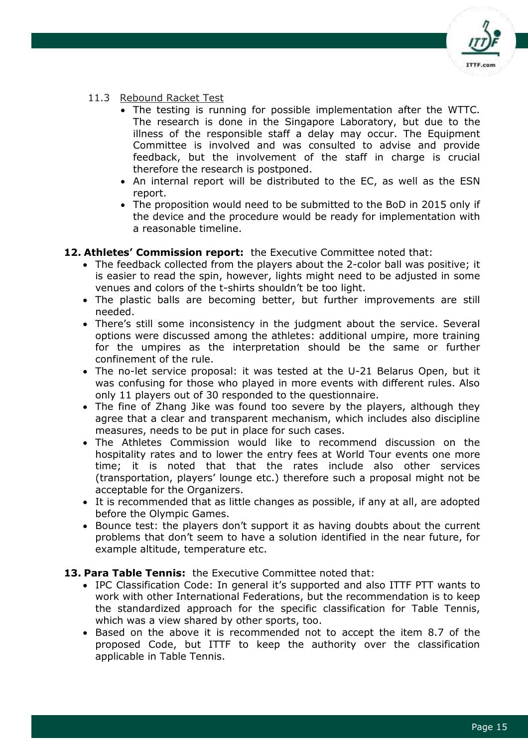11.3 Rebound Racket Test

- The testing is running for possible implementation after the WTTC. The research is done in the Singapore Laboratory, but due to the illness of the responsible staff a delay may occur. The Equipment Committee is involved and was consulted to advise and provide feedback, but the involvement of the staff in charge is crucial therefore the research is postponed.
- An internal report will be distributed to the EC, as well as the ESN report.
- The proposition would need to be submitted to the BoD in 2015 only if the device and the procedure would be ready for implementation with a reasonable timeline.

**12. Athletes' Commission report:** the Executive Committee noted that:

- The feedback collected from the players about the 2-color ball was positive; it is easier to read the spin, however, lights might need to be adjusted in some venues and colors of the t-shirts shouldn't be too light.
- The plastic balls are becoming better, but further improvements are still needed.
- There's still some inconsistency in the judgment about the service. Several options were discussed among the athletes: additional umpire, more training for the umpires as the interpretation should be the same or further confinement of the rule.
- The no-let service proposal: it was tested at the U-21 Belarus Open, but it was confusing for those who played in more events with different rules. Also only 11 players out of 30 responded to the questionnaire.
- The fine of Zhang Jike was found too severe by the players, although they agree that a clear and transparent mechanism, which includes also discipline measures, needs to be put in place for such cases.
- The Athletes Commission would like to recommend discussion on the hospitality rates and to lower the entry fees at World Tour events one more time; it is noted that that the rates include also other services (transportation, players' lounge etc.) therefore such a proposal might not be acceptable for the Organizers.
- It is recommended that as little changes as possible, if any at all, are adopted before the Olympic Games.
- Bounce test: the players don't support it as having doubts about the current problems that don't seem to have a solution identified in the near future, for example altitude, temperature etc.

**13. Para Table Tennis:** the Executive Committee noted that:

- IPC Classification Code: In general it's supported and also ITTF PTT wants to work with other International Federations, but the recommendation is to keep the standardized approach for the specific classification for Table Tennis, which was a view shared by other sports, too.
- Based on the above it is recommended not to accept the item 8.7 of the proposed Code, but ITTF to keep the authority over the classification applicable in Table Tennis.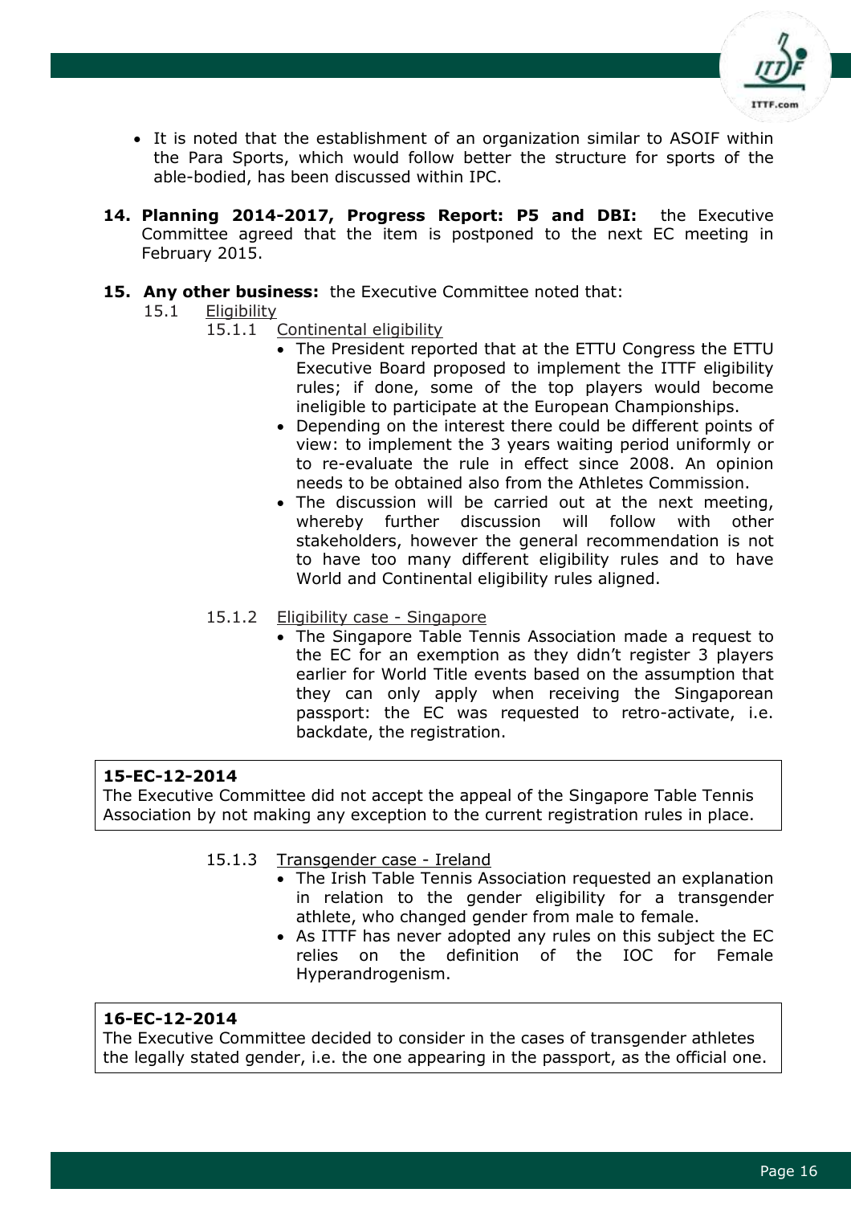- It is noted that the establishment of an organization similar to ASOIF within the Para Sports, which would follow better the structure for sports of the able-bodied, has been discussed within IPC.

**14. Planning 2014-2017, Progress Report: P5 and DBI:** the Executive Committee agreed that the item is postponed to the next EC meeting in February 2015.

**15. Any other business:** the Executive Committee noted that:

15.1 Eligibility

15.1.1 Continental eligibility

- The President reported that at the ETTU Congress the ETTU Executive Board proposed to implement the ITTF eligibility rules; if done, some of the top players would become ineligible to participate at the European Championships.
- Depending on the interest there could be different points of view: to implement the 3 years waiting period uniformly or to re-evaluate the rule in effect since 2008. An opinion needs to be obtained also from the Athletes Commission.
- The discussion will be carried out at the next meeting, whereby further discussion will follow with other stakeholders, however the general recommendation is not to have too many different eligibility rules and to have World and Continental eligibility rules aligned.

15.1.2 Eligibility case - Singapore

- The Singapore Table Tennis Association made a request to the EC for an exemption as they didn't register 3 players earlier for World Title events based on the assumption that they can only apply when receiving the Singaporean passport: the EC was requested to retro-activate, i.e. backdate, the registration.

**15-EC-12-2014**
The Executive Committee did not accept the appeal of the Singapore Table Tennis Association by not making any exception to the current registration rules in place.

15.1.3 Transgender case - Ireland

- The Irish Table Tennis Association requested an explanation in relation to the gender eligibility for a transgender athlete, who changed gender from male to female.
- As ITTF has never adopted any rules on this subject the EC relies on the definition of the IOC for Female Hyperandrogenism.

**16-EC-12-2014**
The Executive Committee decided to consider in the cases of transgender athletes the legally stated gender, i.e. the one appearing in the passport, as the official one.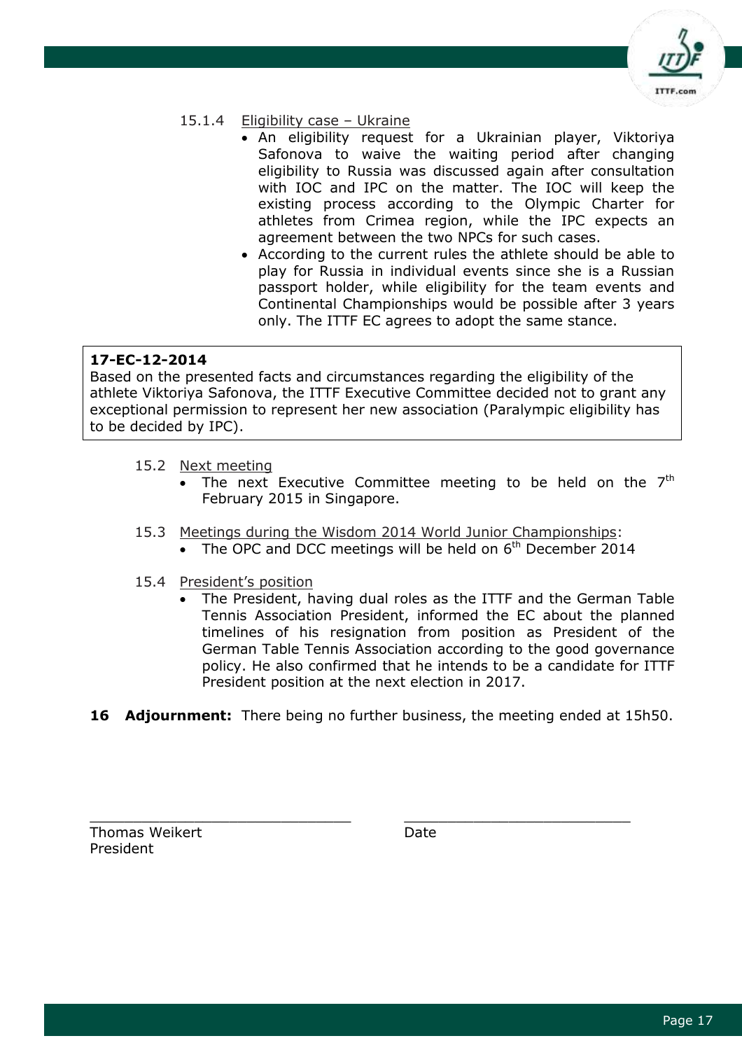#### 15.1.4 Eligibility case – Ukraine

- An eligibility request for a Ukrainian player, Viktoriya Safonova to waive the waiting period after changing eligibility to Russia was discussed again after consultation with IOC and IPC on the matter. The IOC will keep the existing process according to the Olympic Charter for athletes from Crimea region, while the IPC expects an agreement between the two NPCs for such cases.
- According to the current rules the athlete should be able to play for Russia in individual events since she is a Russian passport holder, while eligibility for the team events and Continental Championships would be possible after 3 years only. The ITTF EC agrees to adopt the same stance.

> **17-EC-12-2014**
> Based on the presented facts and circumstances regarding the eligibility of the athlete Viktoriya Safonova, the ITTF Executive Committee decided not to grant any exceptional permission to represent her new association (Paralympic eligibility has to be decided by IPC).

### 15.2 Next meeting

- The next Executive Committee meeting to be held on the 7th February 2015 in Singapore.

### 15.3 Meetings during the Wisdom 2014 World Junior Championships:

- The OPC and DCC meetings will be held on 6th December 2014

### 15.4 President's position

- The President, having dual roles as the ITTF and the German Table Tennis Association President, informed the EC about the planned timelines of his resignation from position as President of the German Table Tennis Association according to the good governance policy. He also confirmed that he intends to be a candidate for ITTF President position at the next election in 2017.

**16 Adjournment:** There being no further business, the meeting ended at 15h50.

\_\_\_\_\_\_\_\_\_\_\_\_\_\_\_\_\_\_\_\_\_\_\_\_\_\_\_\_\_\_ \_\_\_\_\_\_\_\_\_\_\_\_\_\_\_\_\_\_\_\_\_\_\_\_\_\_

Thomas Weikert Date
President